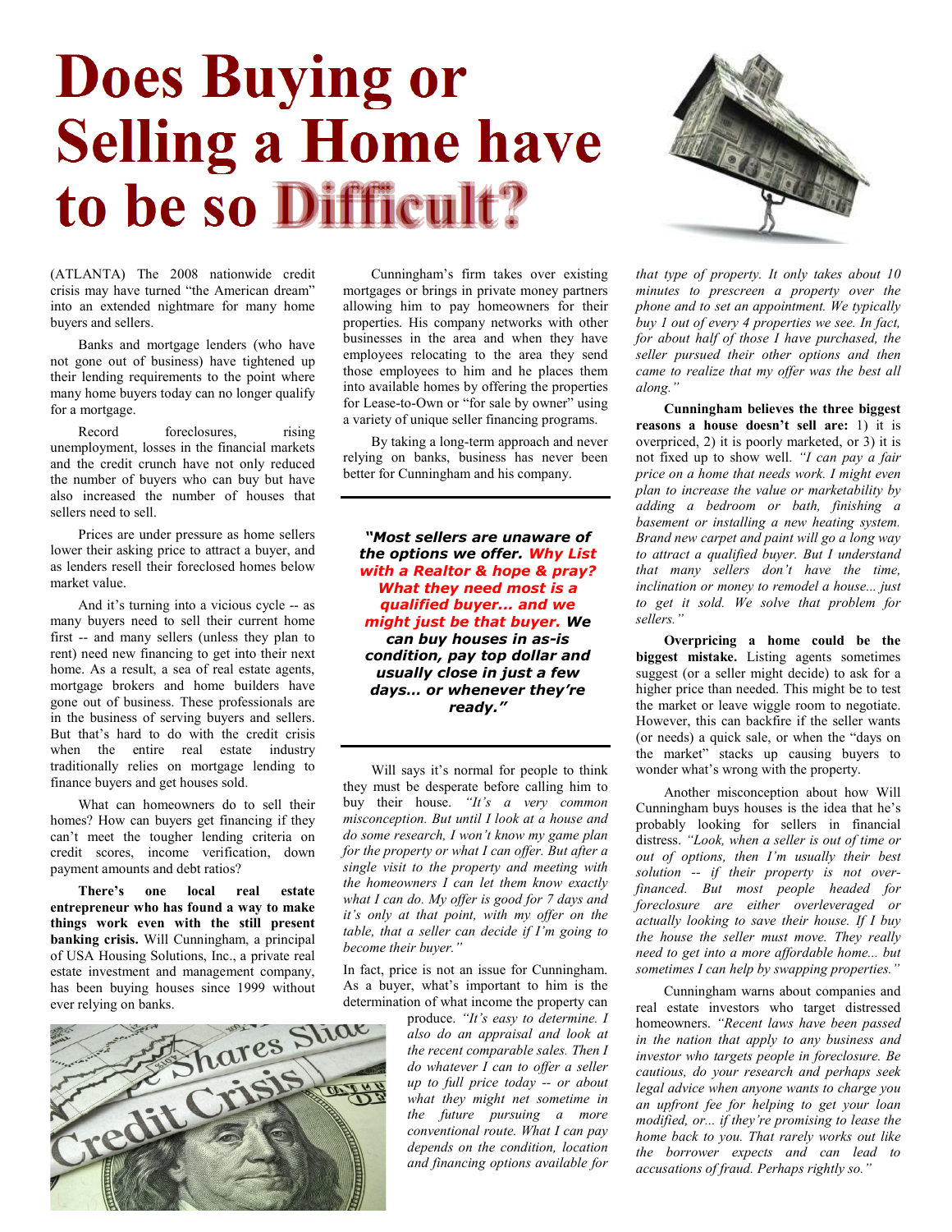# Does Buying or Selling a Home have to be so Difficult?

(ATLANTA) The 2008 nationwide credit crisis may have turned "the American dream" into an extended nightmare for many home buyers and sellers.

Banks and mortgage lenders (who have not gone out of business) have tightened up their lending requirements to the point where many home buyers today can no longer qualify for a mortgage.

Record foreclosures, rising unemployment, losses in the financial markets and the credit crunch have not only reduced the number of buyers who can buy but have also increased the number of houses that sellers need to sell.

Prices are under pressure as home sellers lower their asking price to attract a buyer, and as lenders resell their foreclosed homes below market value.

And it's turning into a vicious cycle -- as many buyers need to sell their current home first -- and many sellers (unless they plan to rent) need new financing to get into their next home. As a result, a sea of real estate agents, mortgage brokers and home builders have gone out of business. These professionals are in the business of serving buyers and sellers. But that's hard to do with the credit crisis when the entire real estate industry traditionally relies on mortgage lending to finance buyers and get houses sold.

What can homeowners do to sell their homes? How can buyers get financing if they can't meet the tougher lending criteria on credit scores, income verification, down payment amounts and debt ratios?

**There's one local real estate entrepreneur who has found a way to make things work even with the still present banking crisis.** Will Cunningham, a principal of USA Housing Solutions, Inc., a private real estate investment and management company, has been buying houses since 1999 without ever relying on banks.

Cunningham's firm takes over existing mortgages or brings in private money partners allowing him to pay homeowners for their properties. His company networks with other businesses in the area and when they have employees relocating to the area they send those employees to him and he places them into available homes by offering the properties for Lease-to-Own or "for sale by owner" using a variety of unique seller financing programs.

By taking a long-term approach and never relying on banks, business has never been better for Cunningham and his company.

---

***"Most sellers are unaware of the options we offer. Why List with a Realtor & hope & pray? What they need most is a qualified buyer... and we might just be that buyer. We can buy houses in as-is condition, pay top dollar and usually close in just a few days... or whenever they're ready."***

---

Will says it's normal for people to think they must be desperate before calling him to buy their house. *"It's a very common misconception. But until I look at a house and do some research, I won't know my game plan for the property or what I can offer. But after a single visit to the property and meeting with the homeowners I can let them know exactly what I can do. My offer is good for 7 days and it's only at that point, with my offer on the table, that a seller can decide if I'm going to become their buyer."*

In fact, price is not an issue for Cunningham. As a buyer, what's important to him is the determination of what income the property can produce. *"It's easy to determine. I also do an appraisal and look at the recent comparable sales. Then I do whatever I can to offer a seller up to full price today -- or about what they might net sometime in the future pursuing a more conventional route. What I can pay depends on the condition, location and financing options available for that type of property. It only takes about 10 minutes to prescreen a property over the phone and to set an appointment. We typically buy 1 out of every 4 properties we see. In fact, for about half of those I have purchased, the seller pursued their other options and then came to realize that my offer was the best all along."*

**Cunningham believes the three biggest reasons a house doesn't sell are:** 1) it is overpriced, 2) it is poorly marketed, or 3) it is not fixed up to show well. *"I can pay a fair price on a home that needs work. I might even plan to increase the value or marketability by adding a bedroom or bath, finishing a basement or installing a new heating system. Brand new carpet and paint will go a long way to attract a qualified buyer. But I understand that many sellers don't have the time, inclination or money to remodel a house... just to get it sold. We solve that problem for sellers."*

**Overpricing a home could be the biggest mistake.** Listing agents sometimes suggest (or a seller might decide) to ask for a higher price than needed. This might be to test the market or leave wiggle room to negotiate. However, this can backfire if the seller wants (or needs) a quick sale, or when the "days on the market" stacks up causing buyers to wonder what's wrong with the property.

Another misconception about how Will Cunningham buys houses is the idea that he's probably looking for sellers in financial distress. *"Look, when a seller is out of time or out of options, then I'm usually their best solution -- if their property is not over-financed. But most people headed for foreclosure are either overleveraged or actually looking to save their house. If I buy the house the seller must move. They really need to get into a more affordable home... but sometimes I can help by swapping properties."*

Cunningham warns about companies and real estate investors who target distressed homeowners. *"Recent laws have been passed in the nation that apply to any business and investor who targets people in foreclosure. Be cautious, do your research and perhaps seek legal advice when anyone wants to charge you an upfront fee for helping to get your loan modified, or... if they're promising to lease the home back to you. That rarely works out like the borrower expects and can lead to accusations of fraud. Perhaps rightly so."*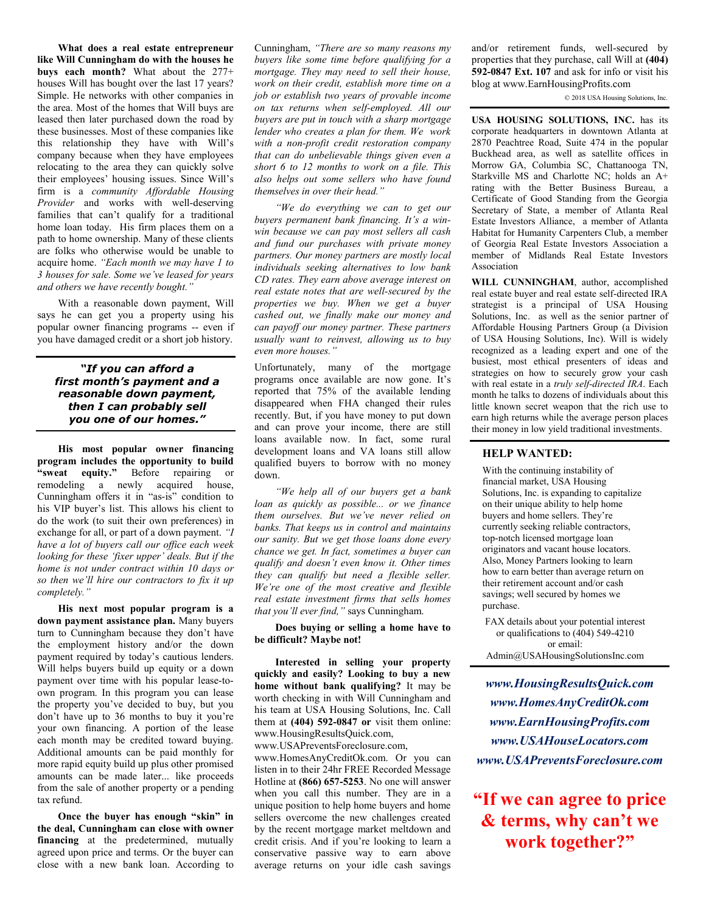**What does a real estate entrepreneur like Will Cunningham do with the houses he buys each month?** What about the 277+ houses Will has bought over the last 17 years? Simple. He networks with other companies in the area. Most of the homes that Will buys are leased then later purchased down the road by these businesses. Most of these companies like this relationship they have with Will's company because when they have employees relocating to the area they can quickly solve their employees' housing issues. Since Will's firm is a *community Affordable Housing Provider* and works with well-deserving families that can't qualify for a traditional home loan today. His firm places them on a path to home ownership. Many of these clients are folks who otherwise would be unable to acquire home. *"Each month we may have 1 to 3 houses for sale. Some we've leased for years and others we have recently bought."*

With a reasonable down payment, Will says he can get you a property using his popular owner financing programs -- even if you have damaged credit or a short job history.

> ***"If you can afford a first month's payment and a reasonable down payment, then I can probably sell you one of our homes."***

**His most popular owner financing program includes the opportunity to build "sweat equity."** Before repairing or remodeling a newly acquired house, Cunningham offers it in "as-is" condition to his VIP buyer's list. This allows his client to do the work (to suit their own preferences) in exchange for all, or part of a down payment. *"I have a lot of buyers call our office each week looking for these 'fixer upper' deals. But if the home is not under contract within 10 days or so then we'll hire our contractors to fix it up completely."*

**His next most popular program is a down payment assistance plan.** Many buyers turn to Cunningham because they don't have the employment history and/or the down payment required by today's cautious lenders. Will helps buyers build up equity or a down payment over time with his popular lease-to-own program. In this program you can lease the property you've decided to buy, but you don't have up to 36 months to buy it you're your own financing. A portion of the lease each month may be credited toward buying. Additional amounts can be paid monthly for more rapid equity build up plus other promised amounts can be made later... like proceeds from the sale of another property or a pending tax refund.

**Once the buyer has enough "skin" in the deal, Cunningham can close with owner financing** at the predetermined, mutually agreed upon price and terms. Or the buyer can close with a new bank loan. According to Cunningham, *"There are so many reasons my buyers like some time before qualifying for a mortgage. They may need to sell their house, work on their credit, establish more time on a job or establish two years of provable income on tax returns when self-employed. All our buyers are put in touch with a sharp mortgage lender who creates a plan for them. We work with a non-profit credit restoration company that can do unbelievable things given even a short 6 to 12 months to work on a file. This also helps out some sellers who have found themselves in over their head."*

*"We do everything we can to get our buyers permanent bank financing. It's a win-win because we can pay most sellers all cash and fund our purchases with private money partners. Our money partners are mostly local individuals seeking alternatives to low bank CD rates. They earn above average interest on real estate notes that are well-secured by the properties we buy. When we get a buyer cashed out, we finally make our money and can payoff our money partner. These partners usually want to reinvest, allowing us to buy even more houses."*

Unfortunately, many of the mortgage programs once available are now gone. It's reported that 75% of the available lending disappeared when FHA changed their rules recently. But, if you have money to put down and can prove your income, there are still loans available now. In fact, some rural development loans and VA loans still allow qualified buyers to borrow with no money down.

*"We help all of our buyers get a bank loan as quickly as possible... or we finance them ourselves. But we've never relied on banks. That keeps us in control and maintains our sanity. But we get those loans done every chance we get. In fact, sometimes a buyer can qualify and doesn't even know it. Other times they can qualify but need a flexible seller. We're one of the most creative and flexible real estate investment firms that sells homes that you'll ever find,"* says Cunningham.

**Does buying or selling a home have to be difficult? Maybe not!**

**Interested in selling your property quickly and easily? Looking to buy a new home without bank qualifying?** It may be worth checking in with Will Cunningham and his team at USA Housing Solutions, Inc. Call them at **(404) 592-0847 or** visit them online: www.HousingResultsQuick.com, www.USAPreventsForeclosure.com, www.HomesAnyCreditOk.com. Or you can listen in to their 24hr FREE Recorded Message Hotline at **(866) 657-5253**. No one will answer when you call this number. They are in a unique position to help home buyers and home sellers overcome the new challenges created by the recent mortgage market meltdown and credit crisis. And if you're looking to learn a conservative passive way to earn above average returns on your idle cash savings and/or retirement funds, well-secured by properties that they purchase, call Will at **(404) 592-0847 Ext. 107** and ask for info or visit his blog at www.EarnHousingProfits.com

© 2018 USA Housing Solutions, Inc.

**USA HOUSING SOLUTIONS, INC.** has its corporate headquarters in downtown Atlanta at 2870 Peachtree Road, Suite 474 in the popular Buckhead area, as well as satellite offices in Morrow GA, Columbia SC, Chattanooga TN, Starkville MS and Charlotte NC; holds an A+ rating with the Better Business Bureau, a Certificate of Good Standing from the Georgia Secretary of State, a member of Atlanta Real Estate Investors Alliance, a member of Atlanta Habitat for Humanity Carpenters Club, a member of Georgia Real Estate Investors Association a member of Midlands Real Estate Investors Association

**WILL CUNNINGHAM**, author, accomplished real estate buyer and real estate self-directed IRA strategist is a principal of USA Housing Solutions, Inc. as well as the senior partner of Affordable Housing Partners Group (a Division of USA Housing Solutions, Inc). Will is widely recognized as a leading expert and one of the busiest, most ethical presenters of ideas and strategies on how to securely grow your cash with real estate in a *truly self-directed IRA*. Each month he talks to dozens of individuals about this little known secret weapon that the rich use to earn high returns while the average person places their money in low yield traditional investments.

## HELP WANTED:

With the continuing instability of financial market, USA Housing Solutions, Inc. is expanding to capitalize on their unique ability to help home buyers and home sellers. They're currently seeking reliable contractors, top-notch licensed mortgage loan originators and vacant house locators. Also, Money Partners looking to learn how to earn better than average return on their retirement account and/or cash savings; well secured by homes we purchase.

FAX details about your potential interest or qualifications to (404) 549-4210 or email: Admin@USAHousingSolutionsInc.com

***www.HousingResultsQuick.com***

***www.HomesAnyCreditOk.com***

***www.EarnHousingProfits.com***

***www.USAHouseLocators.com***

***www.USAPreventsForeclosure.com***

**"If we can agree to price & terms, why can't we work together?"**